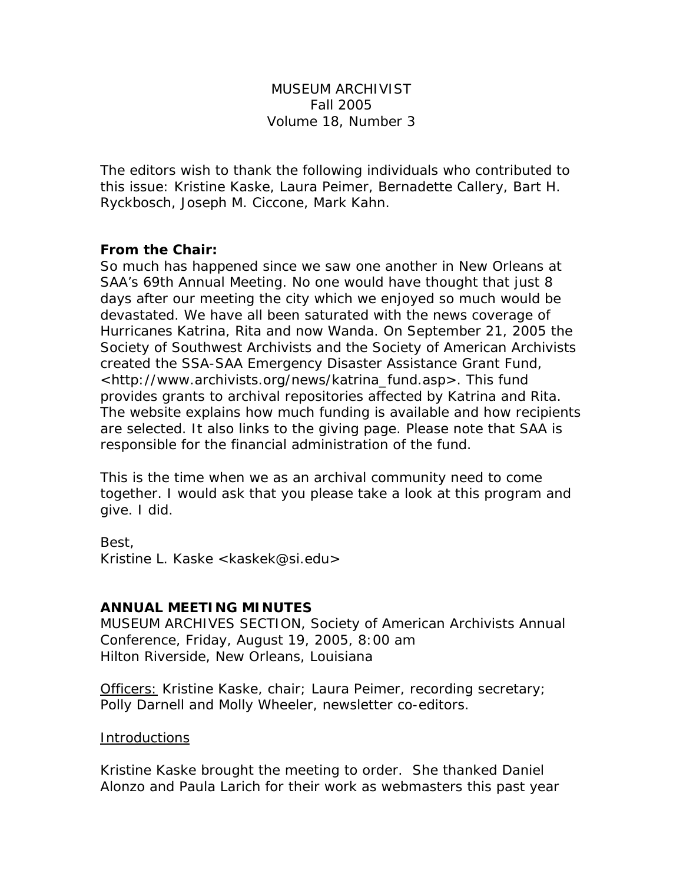MUSEUM ARCHIVIST
Fall 2005
Volume 18, Number 3

The editors wish to thank the following individuals who contributed to this issue: Kristine Kaske, Laura Peimer, Bernadette Callery, Bart H. Ryckbosch, Joseph M. Ciccone, Mark Kahn.

**From the Chair:**
So much has happened since we saw one another in New Orleans at SAA's 69th Annual Meeting. No one would have thought that just 8 days after our meeting the city which we enjoyed so much would be devastated. We have all been saturated with the news coverage of Hurricanes Katrina, Rita and now Wanda. On September 21, 2005 the Society of Southwest Archivists and the Society of American Archivists created the SSA-SAA Emergency Disaster Assistance Grant Fund, <http://www.archivists.org/news/katrina_fund.asp>. This fund provides grants to archival repositories affected by Katrina and Rita. The website explains how much funding is available and how recipients are selected. It also links to the giving page. Please note that SAA is responsible for the financial administration of the fund.

This is the time when we as an archival community need to come together. I would ask that you please take a look at this program and give. I did.

Best,
Kristine L. Kaske <kaskek@si.edu>

**ANNUAL MEETING MINUTES**
MUSEUM ARCHIVES SECTION, Society of American Archivists Annual Conference, Friday, August 19, 2005, 8:00 am
Hilton Riverside, New Orleans, Louisiana

Officers: Kristine Kaske, chair; Laura Peimer, recording secretary; Polly Darnell and Molly Wheeler, newsletter co-editors.

Introductions

Kristine Kaske brought the meeting to order. She thanked Daniel Alonzo and Paula Larich for their work as webmasters this past year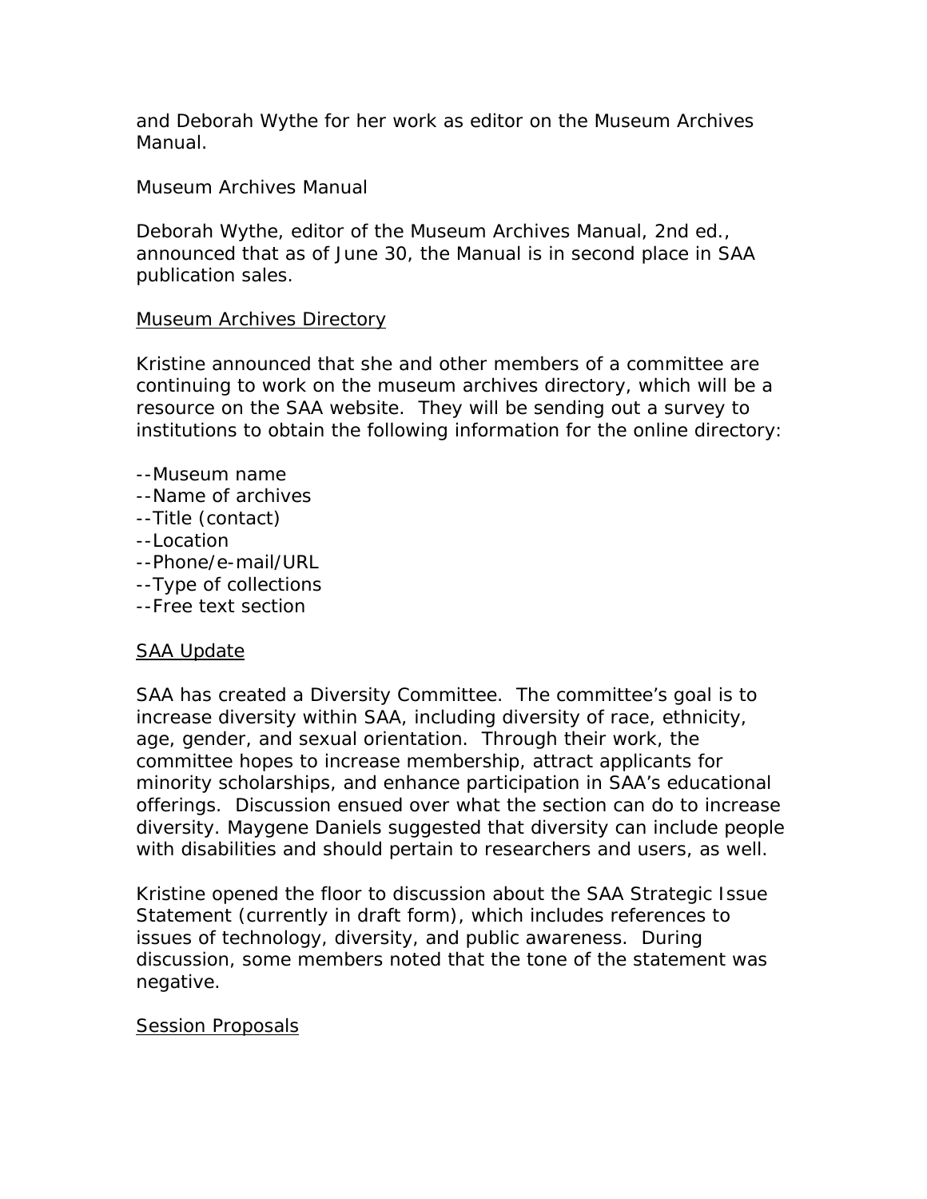and Deborah Wythe for her work as editor on the Museum Archives Manual.

Museum Archives Manual

Deborah Wythe, editor of the Museum Archives Manual, 2nd ed., announced that as of June 30, the Manual is in second place in SAA publication sales.

## Museum Archives Directory

Kristine announced that she and other members of a committee are continuing to work on the museum archives directory, which will be a resource on the SAA website. They will be sending out a survey to institutions to obtain the following information for the online directory:

--Museum name
--Name of archives
--Title (contact)
--Location
--Phone/e-mail/URL
--Type of collections
--Free text section

## SAA Update

SAA has created a Diversity Committee. The committee's goal is to increase diversity within SAA, including diversity of race, ethnicity, age, gender, and sexual orientation. Through their work, the committee hopes to increase membership, attract applicants for minority scholarships, and enhance participation in SAA's educational offerings. Discussion ensued over what the section can do to increase diversity. Maygene Daniels suggested that diversity can include people with disabilities and should pertain to researchers and users, as well.

Kristine opened the floor to discussion about the SAA Strategic Issue Statement (currently in draft form), which includes references to issues of technology, diversity, and public awareness. During discussion, some members noted that the tone of the statement was negative.

## Session Proposals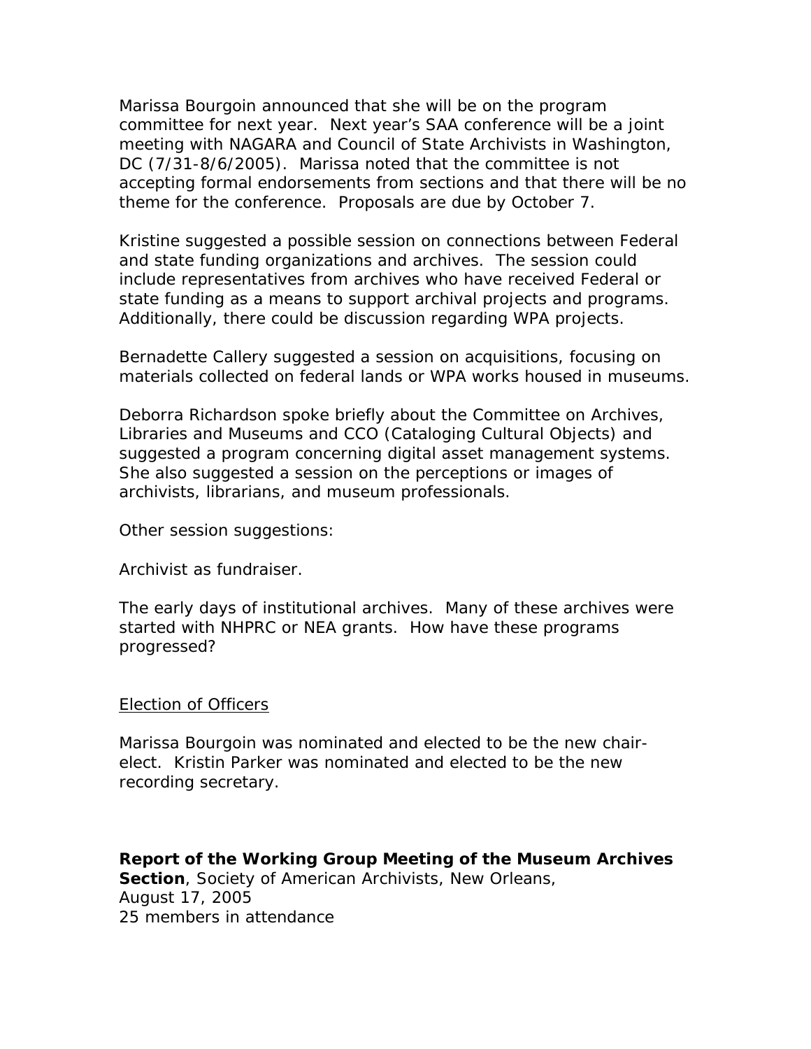Marissa Bourgoin announced that she will be on the program committee for next year. Next year's SAA conference will be a joint meeting with NAGARA and Council of State Archivists in Washington, DC (7/31-8/6/2005). Marissa noted that the committee is not accepting formal endorsements from sections and that there will be no theme for the conference. Proposals are due by October 7.

Kristine suggested a possible session on connections between Federal and state funding organizations and archives. The session could include representatives from archives who have received Federal or state funding as a means to support archival projects and programs. Additionally, there could be discussion regarding WPA projects.

Bernadette Callery suggested a session on acquisitions, focusing on materials collected on federal lands or WPA works housed in museums.

Deborra Richardson spoke briefly about the Committee on Archives, Libraries and Museums and CCO (Cataloging Cultural Objects) and suggested a program concerning digital asset management systems. She also suggested a session on the perceptions or images of archivists, librarians, and museum professionals.

Other session suggestions:

Archivist as fundraiser.

The early days of institutional archives. Many of these archives were started with NHPRC or NEA grants. How have these programs progressed?

<u>Election of Officers</u>

Marissa Bourgoin was nominated and elected to be the new chair-elect. Kristin Parker was nominated and elected to be the new recording secretary.

**Report of the Working Group Meeting of the Museum Archives Section**, Society of American Archivists, New Orleans,
August 17, 2005
25 members in attendance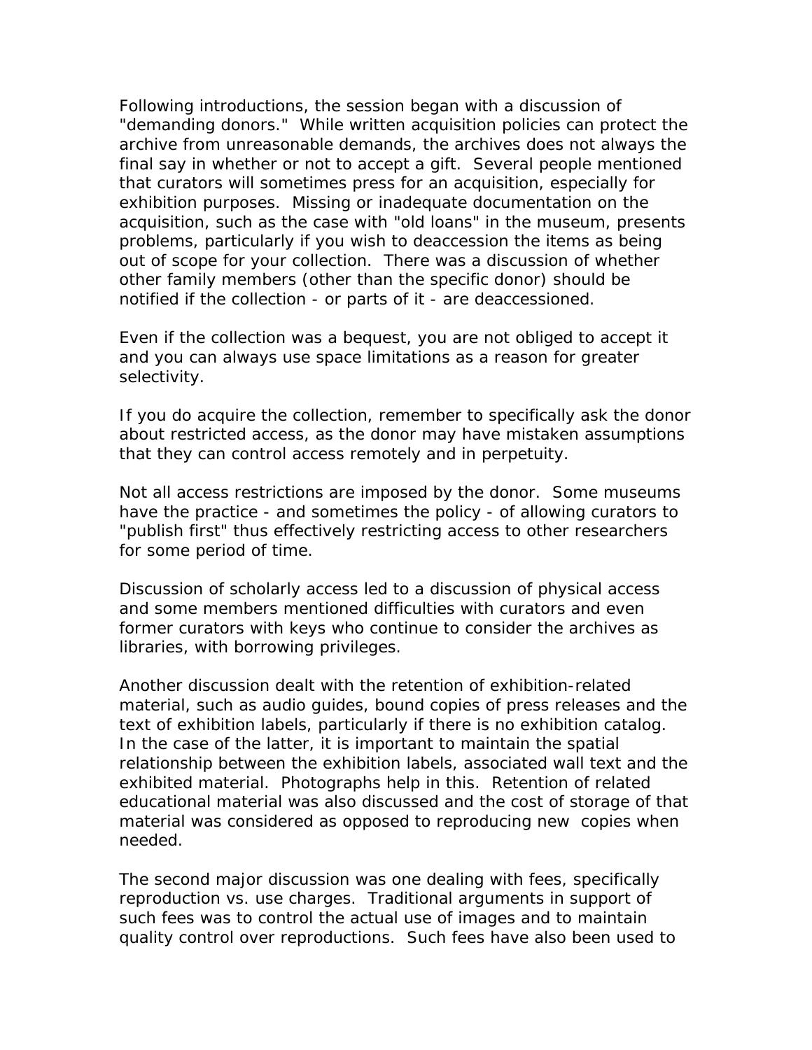Following introductions, the session began with a discussion of "demanding donors." While written acquisition policies can protect the archive from unreasonable demands, the archives does not always the final say in whether or not to accept a gift. Several people mentioned that curators will sometimes press for an acquisition, especially for exhibition purposes. Missing or inadequate documentation on the acquisition, such as the case with "old loans" in the museum, presents problems, particularly if you wish to deaccession the items as being out of scope for your collection. There was a discussion of whether other family members (other than the specific donor) should be notified if the collection - or parts of it - are deaccessioned.

Even if the collection was a bequest, you are not obliged to accept it and you can always use space limitations as a reason for greater selectivity.

If you do acquire the collection, remember to specifically ask the donor about restricted access, as the donor may have mistaken assumptions that they can control access remotely and in perpetuity.

Not all access restrictions are imposed by the donor. Some museums have the practice - and sometimes the policy - of allowing curators to "publish first" thus effectively restricting access to other researchers for some period of time.

Discussion of scholarly access led to a discussion of physical access and some members mentioned difficulties with curators and even former curators with keys who continue to consider the archives as libraries, with borrowing privileges.

Another discussion dealt with the retention of exhibition-related material, such as audio guides, bound copies of press releases and the text of exhibition labels, particularly if there is no exhibition catalog. In the case of the latter, it is important to maintain the spatial relationship between the exhibition labels, associated wall text and the exhibited material. Photographs help in this. Retention of related educational material was also discussed and the cost of storage of that material was considered as opposed to reproducing new copies when needed.

The second major discussion was one dealing with fees, specifically reproduction vs. use charges. Traditional arguments in support of such fees was to control the actual use of images and to maintain quality control over reproductions. Such fees have also been used to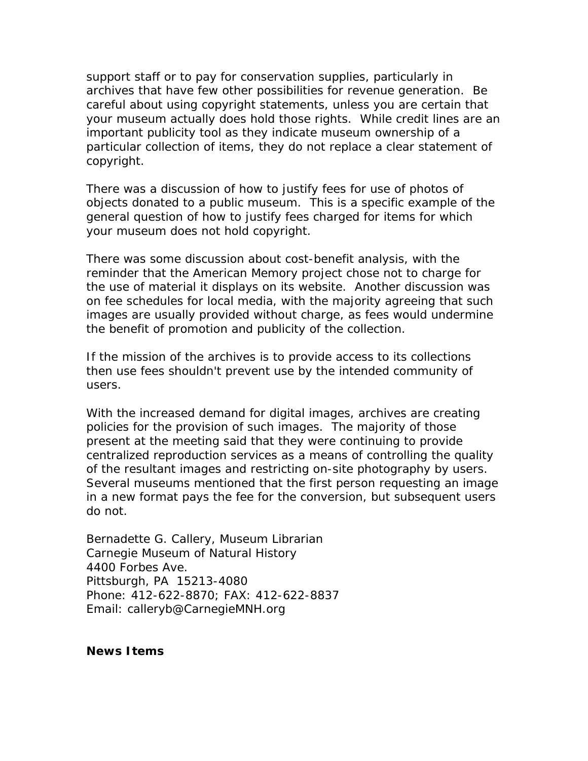support staff or to pay for conservation supplies, particularly in archives that have few other possibilities for revenue generation. Be careful about using copyright statements, unless you are certain that your museum actually does hold those rights. While credit lines are an important publicity tool as they indicate museum ownership of a particular collection of items, they do not replace a clear statement of copyright.

There was a discussion of how to justify fees for use of photos of objects donated to a public museum. This is a specific example of the general question of how to justify fees charged for items for which your museum does not hold copyright.

There was some discussion about cost-benefit analysis, with the reminder that the American Memory project chose not to charge for the use of material it displays on its website. Another discussion was on fee schedules for local media, with the majority agreeing that such images are usually provided without charge, as fees would undermine the benefit of promotion and publicity of the collection.

If the mission of the archives is to provide access to its collections then use fees shouldn't prevent use by the intended community of users.

With the increased demand for digital images, archives are creating policies for the provision of such images. The majority of those present at the meeting said that they were continuing to provide centralized reproduction services as a means of controlling the quality of the resultant images and restricting on-site photography by users. Several museums mentioned that the first person requesting an image in a new format pays the fee for the conversion, but subsequent users do not.

Bernadette G. Callery, Museum Librarian
Carnegie Museum of Natural History
4400 Forbes Ave.
Pittsburgh, PA 15213-4080
Phone: 412-622-8870; FAX: 412-622-8837
Email: calleryb@CarnegieMNH.org

**News Items**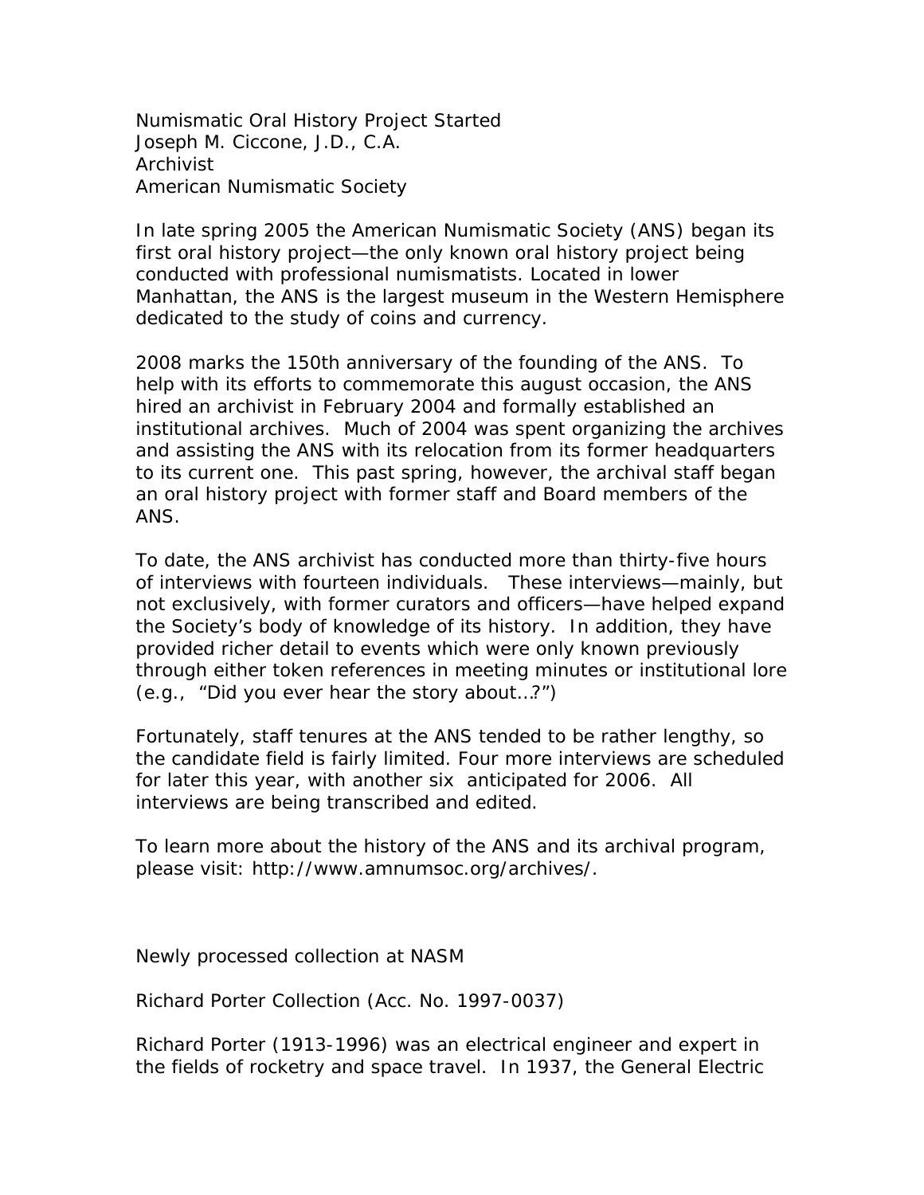## Numismatic Oral History Project Started

Joseph M. Ciccone, J.D., C.A.
Archivist
American Numismatic Society

In late spring 2005 the American Numismatic Society (ANS) began its first oral history project—the only known oral history project being conducted with professional numismatists. Located in lower Manhattan, the ANS is the largest museum in the Western Hemisphere dedicated to the study of coins and currency.

2008 marks the 150th anniversary of the founding of the ANS. To help with its efforts to commemorate this august occasion, the ANS hired an archivist in February 2004 and formally established an institutional archives. Much of 2004 was spent organizing the archives and assisting the ANS with its relocation from its former headquarters to its current one. This past spring, however, the archival staff began an oral history project with former staff and Board members of the ANS.

To date, the ANS archivist has conducted more than thirty-five hours of interviews with fourteen individuals. These interviews—mainly, but not exclusively, with former curators and officers—have helped expand the Society's body of knowledge of its history. In addition, they have provided richer detail to events which were only known previously through either token references in meeting minutes or institutional lore (e.g., "Did you ever hear the story about…?")

Fortunately, staff tenures at the ANS tended to be rather lengthy, so the candidate field is fairly limited. Four more interviews are scheduled for later this year, with another six anticipated for 2006. All interviews are being transcribed and edited.

To learn more about the history of the ANS and its archival program, please visit: http://www.amnumsoc.org/archives/.

## Newly processed collection at NASM

### Richard Porter Collection (Acc. No. 1997-0037)

Richard Porter (1913-1996) was an electrical engineer and expert in the fields of rocketry and space travel. In 1937, the General Electric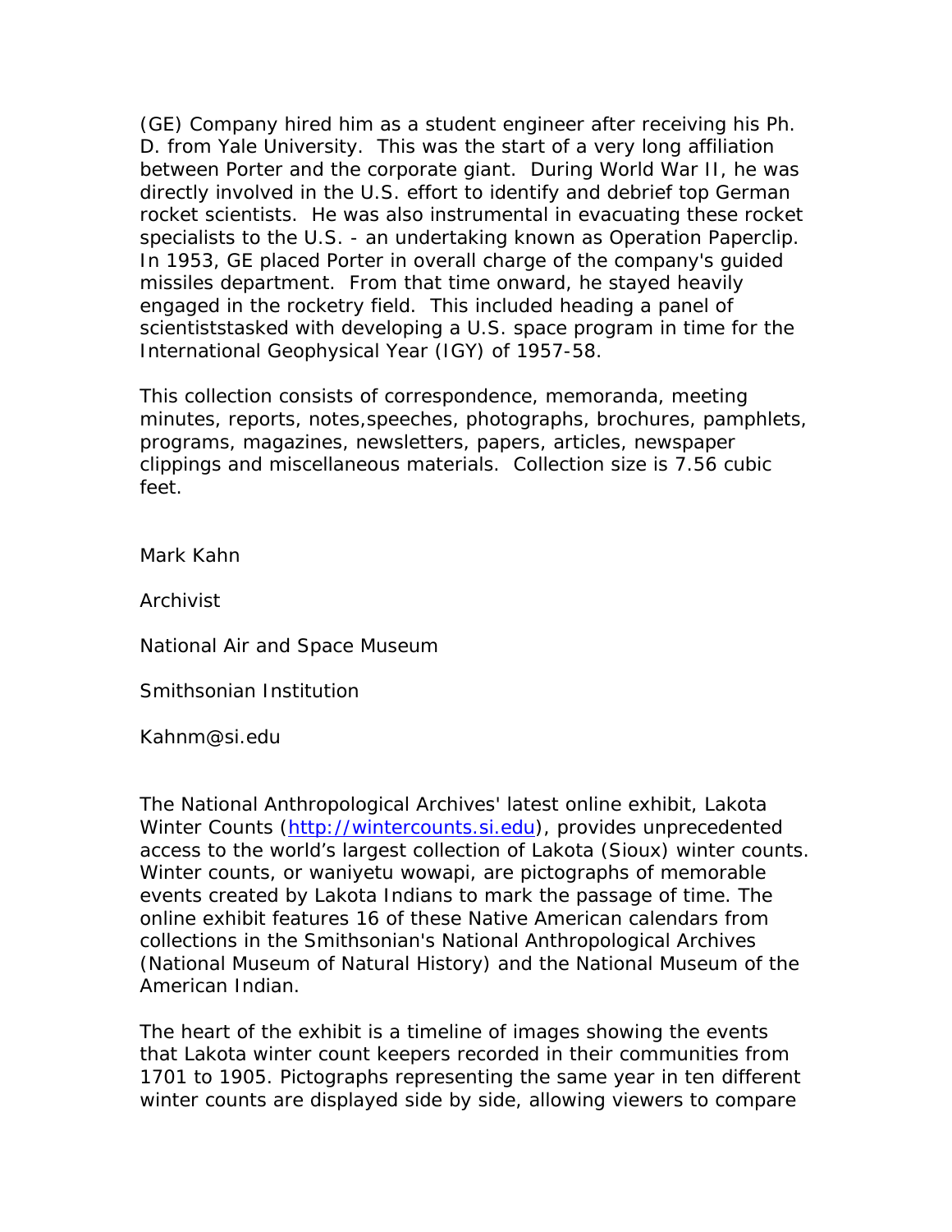(GE) Company hired him as a student engineer after receiving his Ph. D. from Yale University. This was the start of a very long affiliation between Porter and the corporate giant. During World War II, he was directly involved in the U.S. effort to identify and debrief top German rocket scientists. He was also instrumental in evacuating these rocket specialists to the U.S. - an undertaking known as Operation Paperclip. In 1953, GE placed Porter in overall charge of the company's guided missiles department. From that time onward, he stayed heavily engaged in the rocketry field. This included heading a panel of scientiststasked with developing a U.S. space program in time for the International Geophysical Year (IGY) of 1957-58.

This collection consists of correspondence, memoranda, meeting minutes, reports, notes,speeches, photographs, brochures, pamphlets, programs, magazines, newsletters, papers, articles, newspaper clippings and miscellaneous materials. Collection size is 7.56 cubic feet.

Mark Kahn

Archivist

National Air and Space Museum

Smithsonian Institution

Kahnm@si.edu

The National Anthropological Archives' latest online exhibit, Lakota Winter Counts (http://wintercounts.si.edu), provides unprecedented access to the world's largest collection of Lakota (Sioux) winter counts. Winter counts, or waniyetu wowapi, are pictographs of memorable events created by Lakota Indians to mark the passage of time. The online exhibit features 16 of these Native American calendars from collections in the Smithsonian's National Anthropological Archives (National Museum of Natural History) and the National Museum of the American Indian.

The heart of the exhibit is a timeline of images showing the events that Lakota winter count keepers recorded in their communities from 1701 to 1905. Pictographs representing the same year in ten different winter counts are displayed side by side, allowing viewers to compare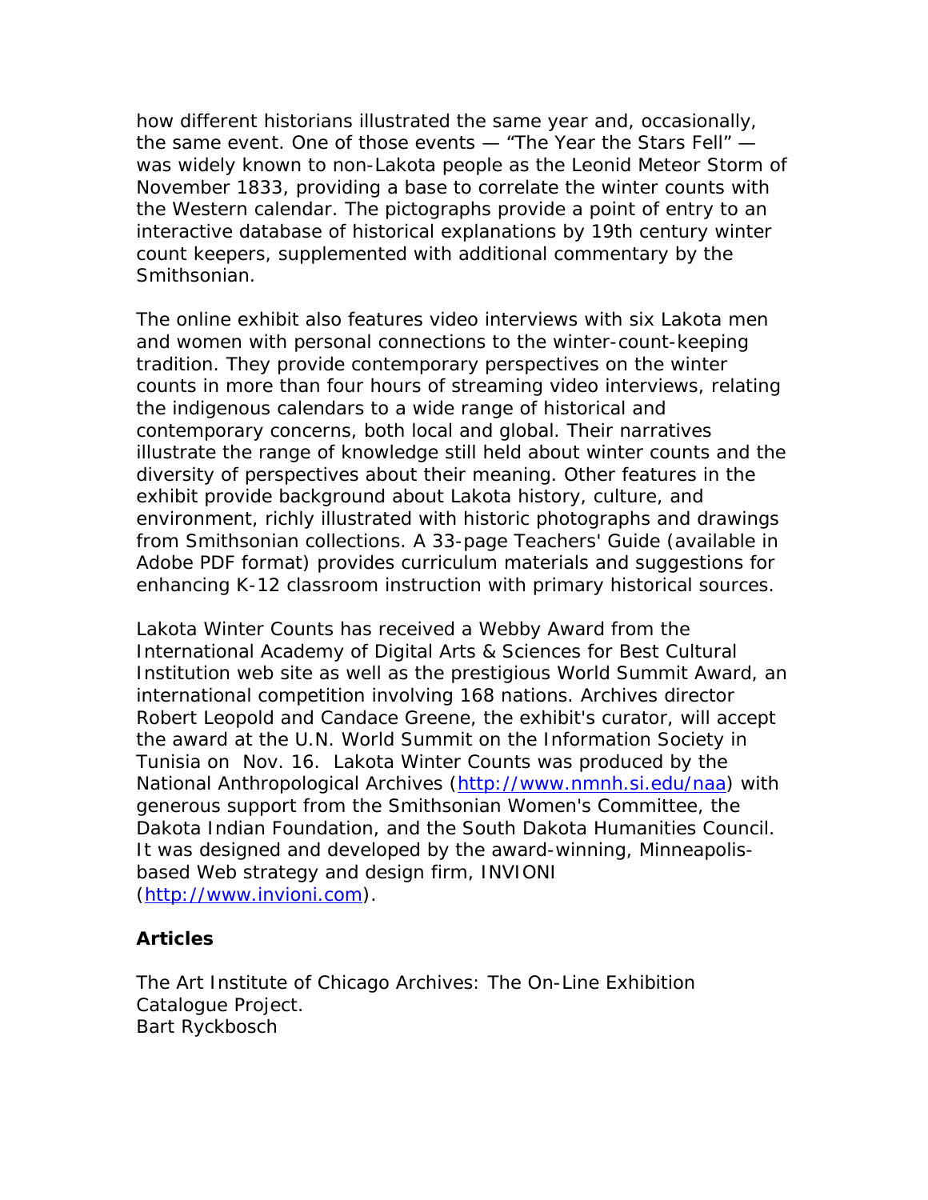how different historians illustrated the same year and, occasionally, the same event. One of those events — "The Year the Stars Fell" — was widely known to non-Lakota people as the Leonid Meteor Storm of November 1833, providing a base to correlate the winter counts with the Western calendar. The pictographs provide a point of entry to an interactive database of historical explanations by 19th century winter count keepers, supplemented with additional commentary by the Smithsonian.

The online exhibit also features video interviews with six Lakota men and women with personal connections to the winter-count-keeping tradition. They provide contemporary perspectives on the winter counts in more than four hours of streaming video interviews, relating the indigenous calendars to a wide range of historical and contemporary concerns, both local and global. Their narratives illustrate the range of knowledge still held about winter counts and the diversity of perspectives about their meaning. Other features in the exhibit provide background about Lakota history, culture, and environment, richly illustrated with historic photographs and drawings from Smithsonian collections. A 33-page Teachers' Guide (available in Adobe PDF format) provides curriculum materials and suggestions for enhancing K-12 classroom instruction with primary historical sources.

Lakota Winter Counts has received a Webby Award from the International Academy of Digital Arts & Sciences for Best Cultural Institution web site as well as the prestigious World Summit Award, an international competition involving 168 nations. Archives director Robert Leopold and Candace Greene, the exhibit's curator, will accept the award at the U.N. World Summit on the Information Society in Tunisia on Nov. 16. Lakota Winter Counts was produced by the National Anthropological Archives (http://www.nmnh.si.edu/naa) with generous support from the Smithsonian Women's Committee, the Dakota Indian Foundation, and the South Dakota Humanities Council. It was designed and developed by the award-winning, Minneapolis-based Web strategy and design firm, INVIONI (http://www.invioni.com).

## Articles

The Art Institute of Chicago Archives: The On-Line Exhibition Catalogue Project.
Bart Ryckbosch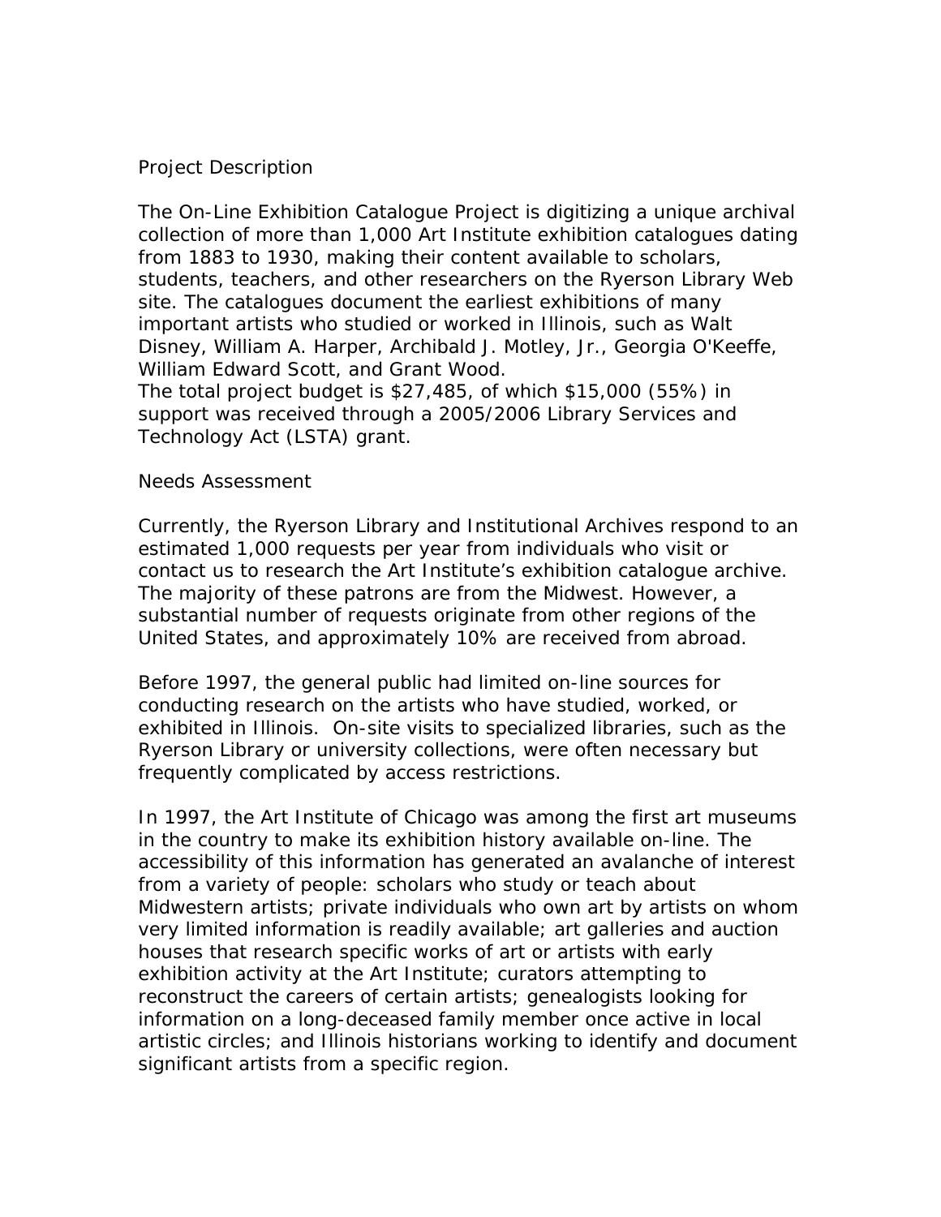## Project Description

The On-Line Exhibition Catalogue Project is digitizing a unique archival collection of more than 1,000 Art Institute exhibition catalogues dating from 1883 to 1930, making their content available to scholars, students, teachers, and other researchers on the Ryerson Library Web site. The catalogues document the earliest exhibitions of many important artists who studied or worked in Illinois, such as Walt Disney, William A. Harper, Archibald J. Motley, Jr., Georgia O'Keeffe, William Edward Scott, and Grant Wood.

The total project budget is $27,485, of which $15,000 (55%) in support was received through a 2005/2006 Library Services and Technology Act (LSTA) grant.

## Needs Assessment

Currently, the Ryerson Library and Institutional Archives respond to an estimated 1,000 requests per year from individuals who visit or contact us to research the Art Institute's exhibition catalogue archive. The majority of these patrons are from the Midwest. However, a substantial number of requests originate from other regions of the United States, and approximately 10% are received from abroad.

Before 1997, the general public had limited on-line sources for conducting research on the artists who have studied, worked, or exhibited in Illinois. On-site visits to specialized libraries, such as the Ryerson Library or university collections, were often necessary but frequently complicated by access restrictions.

In 1997, the Art Institute of Chicago was among the first art museums in the country to make its exhibition history available on-line. The accessibility of this information has generated an avalanche of interest from a variety of people: scholars who study or teach about Midwestern artists; private individuals who own art by artists on whom very limited information is readily available; art galleries and auction houses that research specific works of art or artists with early exhibition activity at the Art Institute; curators attempting to reconstruct the careers of certain artists; genealogists looking for information on a long-deceased family member once active in local artistic circles; and Illinois historians working to identify and document significant artists from a specific region.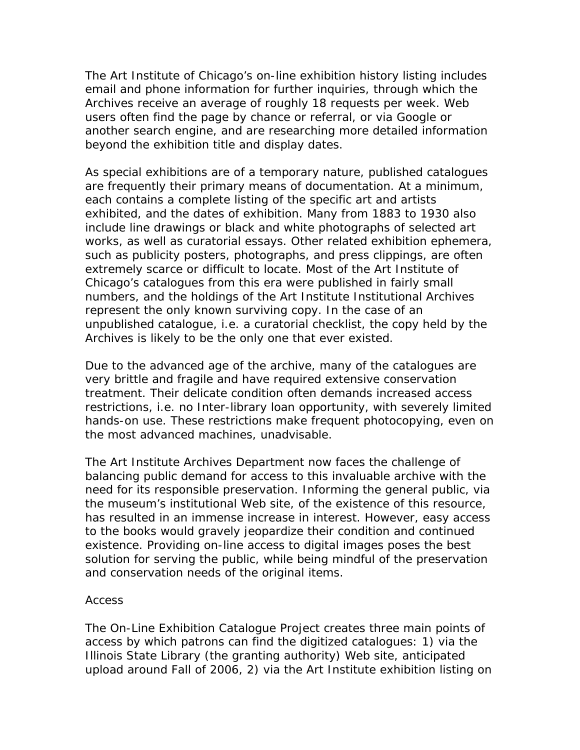The Art Institute of Chicago's on-line exhibition history listing includes email and phone information for further inquiries, through which the Archives receive an average of roughly 18 requests per week. Web users often find the page by chance or referral, or via Google or another search engine, and are researching more detailed information beyond the exhibition title and display dates.

As special exhibitions are of a temporary nature, published catalogues are frequently their primary means of documentation. At a minimum, each contains a complete listing of the specific art and artists exhibited, and the dates of exhibition. Many from 1883 to 1930 also include line drawings or black and white photographs of selected art works, as well as curatorial essays. Other related exhibition ephemera, such as publicity posters, photographs, and press clippings, are often extremely scarce or difficult to locate. Most of the Art Institute of Chicago's catalogues from this era were published in fairly small numbers, and the holdings of the Art Institute Institutional Archives represent the only known surviving copy. In the case of an unpublished catalogue, i.e. a curatorial checklist, the copy held by the Archives is likely to be the only one that ever existed.

Due to the advanced age of the archive, many of the catalogues are very brittle and fragile and have required extensive conservation treatment. Their delicate condition often demands increased access restrictions, i.e. no Inter-library loan opportunity, with severely limited hands-on use. These restrictions make frequent photocopying, even on the most advanced machines, unadvisable.

The Art Institute Archives Department now faces the challenge of balancing public demand for access to this invaluable archive with the need for its responsible preservation. Informing the general public, via the museum's institutional Web site, of the existence of this resource, has resulted in an immense increase in interest. However, easy access to the books would gravely jeopardize their condition and continued existence. Providing on-line access to digital images poses the best solution for serving the public, while being mindful of the preservation and conservation needs of the original items.

Access

The On-Line Exhibition Catalogue Project creates three main points of access by which patrons can find the digitized catalogues: 1) via the Illinois State Library (the granting authority) Web site, anticipated upload around Fall of 2006, 2) via the Art Institute exhibition listing on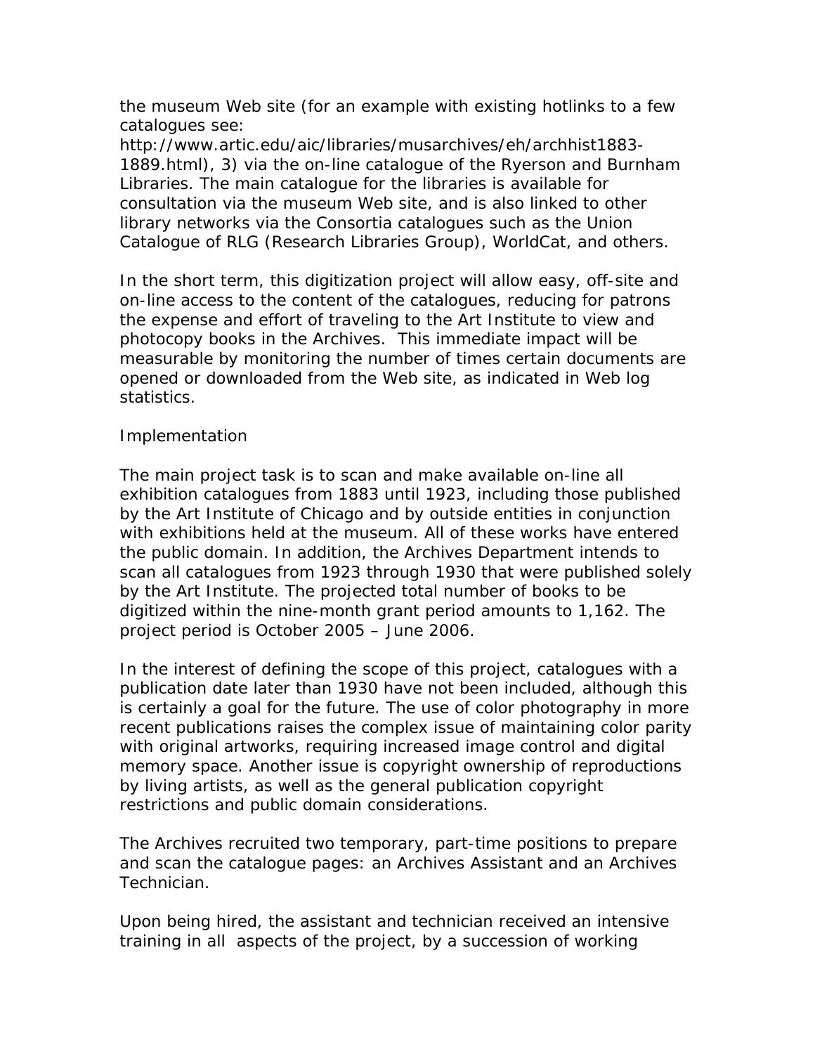the museum Web site (for an example with existing hotlinks to a few catalogues see: http://www.artic.edu/aic/libraries/musarchives/eh/archhist1883-1889.html), 3) via the on-line catalogue of the Ryerson and Burnham Libraries. The main catalogue for the libraries is available for consultation via the museum Web site, and is also linked to other library networks via the Consortia catalogues such as the Union Catalogue of RLG (Research Libraries Group), WorldCat, and others.

In the short term, this digitization project will allow easy, off-site and on-line access to the content of the catalogues, reducing for patrons the expense and effort of traveling to the Art Institute to view and photocopy books in the Archives. This immediate impact will be measurable by monitoring the number of times certain documents are opened or downloaded from the Web site, as indicated in Web log statistics.

## Implementation

The main project task is to scan and make available on-line all exhibition catalogues from 1883 until 1923, including those published by the Art Institute of Chicago and by outside entities in conjunction with exhibitions held at the museum. All of these works have entered the public domain. In addition, the Archives Department intends to scan all catalogues from 1923 through 1930 that were published solely by the Art Institute. The projected total number of books to be digitized within the nine-month grant period amounts to 1,162. The project period is October 2005 – June 2006.

In the interest of defining the scope of this project, catalogues with a publication date later than 1930 have not been included, although this is certainly a goal for the future. The use of color photography in more recent publications raises the complex issue of maintaining color parity with original artworks, requiring increased image control and digital memory space. Another issue is copyright ownership of reproductions by living artists, as well as the general publication copyright restrictions and public domain considerations.

The Archives recruited two temporary, part-time positions to prepare and scan the catalogue pages: an Archives Assistant and an Archives Technician.

Upon being hired, the assistant and technician received an intensive training in all aspects of the project, by a succession of working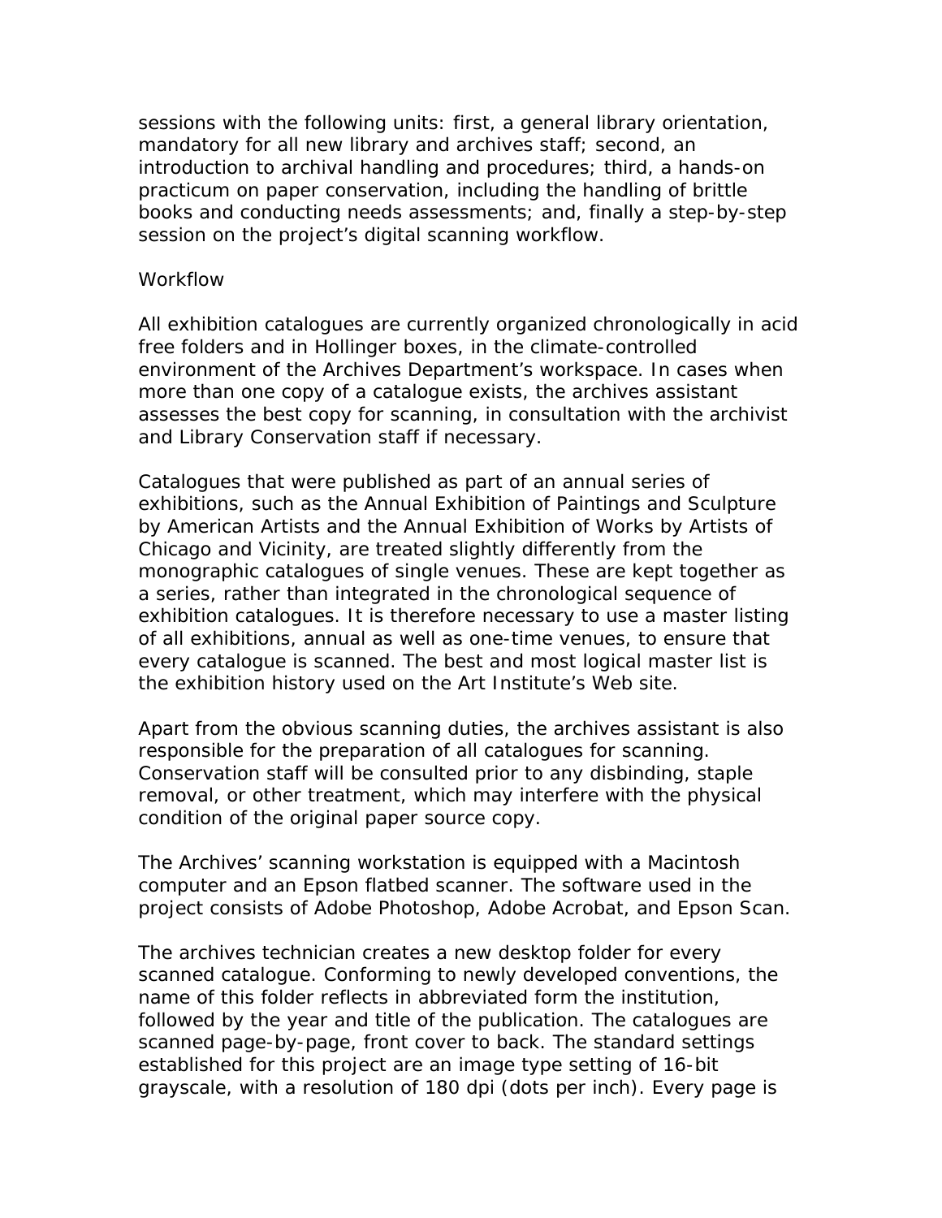sessions with the following units: first, a general library orientation, mandatory for all new library and archives staff; second, an introduction to archival handling and procedures; third, a hands-on practicum on paper conservation, including the handling of brittle books and conducting needs assessments; and, finally a step-by-step session on the project's digital scanning workflow.

## Workflow

All exhibition catalogues are currently organized chronologically in acid free folders and in Hollinger boxes, in the climate-controlled environment of the Archives Department's workspace. In cases when more than one copy of a catalogue exists, the archives assistant assesses the best copy for scanning, in consultation with the archivist and Library Conservation staff if necessary.

Catalogues that were published as part of an annual series of exhibitions, such as the Annual Exhibition of Paintings and Sculpture by American Artists and the Annual Exhibition of Works by Artists of Chicago and Vicinity, are treated slightly differently from the monographic catalogues of single venues. These are kept together as a series, rather than integrated in the chronological sequence of exhibition catalogues. It is therefore necessary to use a master listing of all exhibitions, annual as well as one-time venues, to ensure that every catalogue is scanned. The best and most logical master list is the exhibition history used on the Art Institute's Web site.

Apart from the obvious scanning duties, the archives assistant is also responsible for the preparation of all catalogues for scanning. Conservation staff will be consulted prior to any disbinding, staple removal, or other treatment, which may interfere with the physical condition of the original paper source copy.

The Archives' scanning workstation is equipped with a Macintosh computer and an Epson flatbed scanner. The software used in the project consists of Adobe Photoshop, Adobe Acrobat, and Epson Scan.

The archives technician creates a new desktop folder for every scanned catalogue. Conforming to newly developed conventions, the name of this folder reflects in abbreviated form the institution, followed by the year and title of the publication. The catalogues are scanned page-by-page, front cover to back. The standard settings established for this project are an image type setting of 16-bit grayscale, with a resolution of 180 dpi (dots per inch). Every page is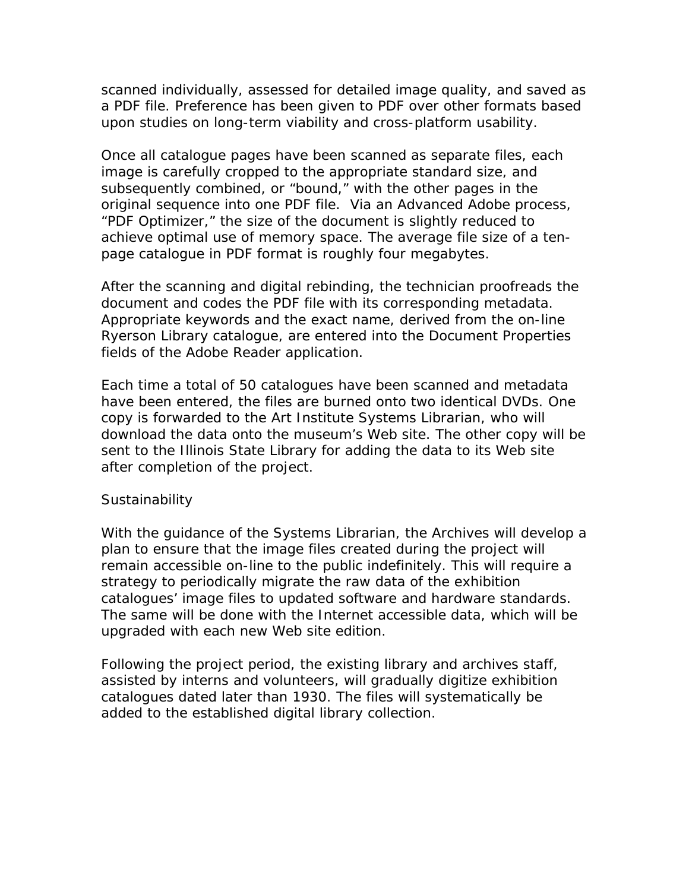scanned individually, assessed for detailed image quality, and saved as a PDF file. Preference has been given to PDF over other formats based upon studies on long-term viability and cross-platform usability.

Once all catalogue pages have been scanned as separate files, each image is carefully cropped to the appropriate standard size, and subsequently combined, or "bound," with the other pages in the original sequence into one PDF file. Via an Advanced Adobe process, "PDF Optimizer," the size of the document is slightly reduced to achieve optimal use of memory space. The average file size of a ten-page catalogue in PDF format is roughly four megabytes.

After the scanning and digital rebinding, the technician proofreads the document and codes the PDF file with its corresponding metadata. Appropriate keywords and the exact name, derived from the on-line Ryerson Library catalogue, are entered into the Document Properties fields of the Adobe Reader application.

Each time a total of 50 catalogues have been scanned and metadata have been entered, the files are burned onto two identical DVDs. One copy is forwarded to the Art Institute Systems Librarian, who will download the data onto the museum's Web site. The other copy will be sent to the Illinois State Library for adding the data to its Web site after completion of the project.

## Sustainability

With the guidance of the Systems Librarian, the Archives will develop a plan to ensure that the image files created during the project will remain accessible on-line to the public indefinitely. This will require a strategy to periodically migrate the raw data of the exhibition catalogues' image files to updated software and hardware standards. The same will be done with the Internet accessible data, which will be upgraded with each new Web site edition.

Following the project period, the existing library and archives staff, assisted by interns and volunteers, will gradually digitize exhibition catalogues dated later than 1930. The files will systematically be added to the established digital library collection.